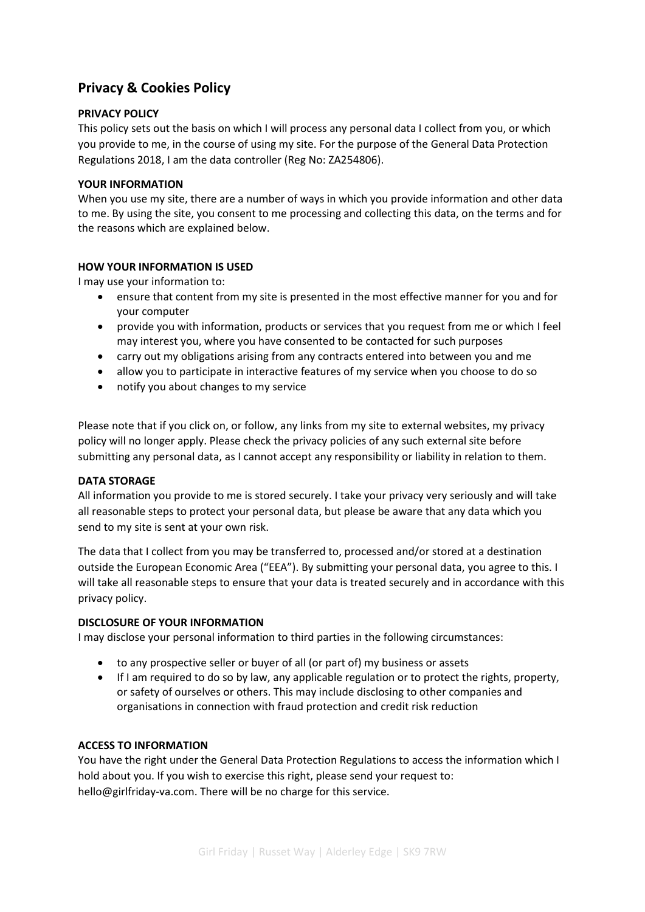# Privacy & Cookies Policy

**PRIVACY POLICY**

This policy sets out the basis on which I will process any personal data I collect from you, or which you provide to me, in the course of using my site. For the purpose of the General Data Protection Regulations 2018, I am the data controller (Reg No: ZA254806).

**YOUR INFORMATION**

When you use my site, there are a number of ways in which you provide information and other data to me. By using the site, you consent to me processing and collecting this data, on the terms and for the reasons which are explained below.

**HOW YOUR INFORMATION IS USED**

I may use your information to:

- ensure that content from my site is presented in the most effective manner for you and for your computer
- provide you with information, products or services that you request from me or which I feel may interest you, where you have consented to be contacted for such purposes
- carry out my obligations arising from any contracts entered into between you and me
- allow you to participate in interactive features of my service when you choose to do so
- notify you about changes to my service

Please note that if you click on, or follow, any links from my site to external websites, my privacy policy will no longer apply. Please check the privacy policies of any such external site before submitting any personal data, as I cannot accept any responsibility or liability in relation to them.

**DATA STORAGE**

All information you provide to me is stored securely. I take your privacy very seriously and will take all reasonable steps to protect your personal data, but please be aware that any data which you send to my site is sent at your own risk.

The data that I collect from you may be transferred to, processed and/or stored at a destination outside the European Economic Area ("EEA"). By submitting your personal data, you agree to this. I will take all reasonable steps to ensure that your data is treated securely and in accordance with this privacy policy.

**DISCLOSURE OF YOUR INFORMATION**

I may disclose your personal information to third parties in the following circumstances:

- to any prospective seller or buyer of all (or part of) my business or assets
- If I am required to do so by law, any applicable regulation or to protect the rights, property, or safety of ourselves or others. This may include disclosing to other companies and organisations in connection with fraud protection and credit risk reduction

**ACCESS TO INFORMATION**

You have the right under the General Data Protection Regulations to access the information which I hold about you. If you wish to exercise this right, please send your request to: hello@girlfriday-va.com. There will be no charge for this service.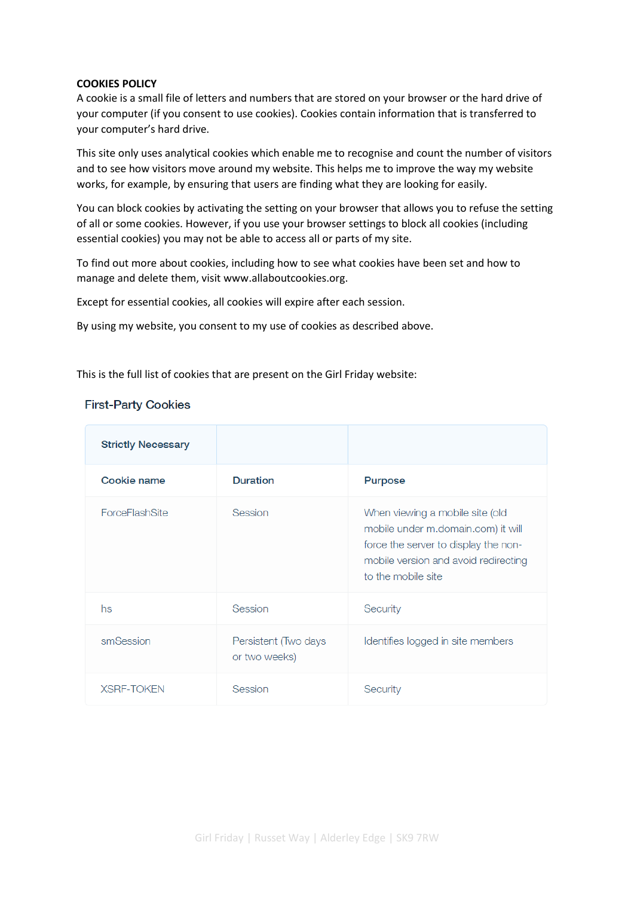**COOKIES POLICY**

A cookie is a small file of letters and numbers that are stored on your browser or the hard drive of your computer (if you consent to use cookies). Cookies contain information that is transferred to your computer's hard drive.

This site only uses analytical cookies which enable me to recognise and count the number of visitors and to see how visitors move around my website. This helps me to improve the way my website works, for example, by ensuring that users are finding what they are looking for easily.

You can block cookies by activating the setting on your browser that allows you to refuse the setting of all or some cookies. However, if you use your browser settings to block all cookies (including essential cookies) you may not be able to access all or parts of my site.

To find out more about cookies, including how to see what cookies have been set and how to manage and delete them, visit www.allaboutcookies.org.

Except for essential cookies, all cookies will expire after each session.

By using my website, you consent to my use of cookies as described above.

This is the full list of cookies that are present on the Girl Friday website:

## First-Party Cookies

| Strictly Necessary | | |
|---|---|---|
| **Cookie name** | **Duration** | **Purpose** |
| ForceFlashSite | Session | When viewing a mobile site (old mobile under m.domain.com) it will force the server to display the non-mobile version and avoid redirecting to the mobile site |
| hs | Session | Security |
| smSession | Persistent (Two days or two weeks) | Identifies logged in site members |
| XSRF-TOKEN | Session | Security |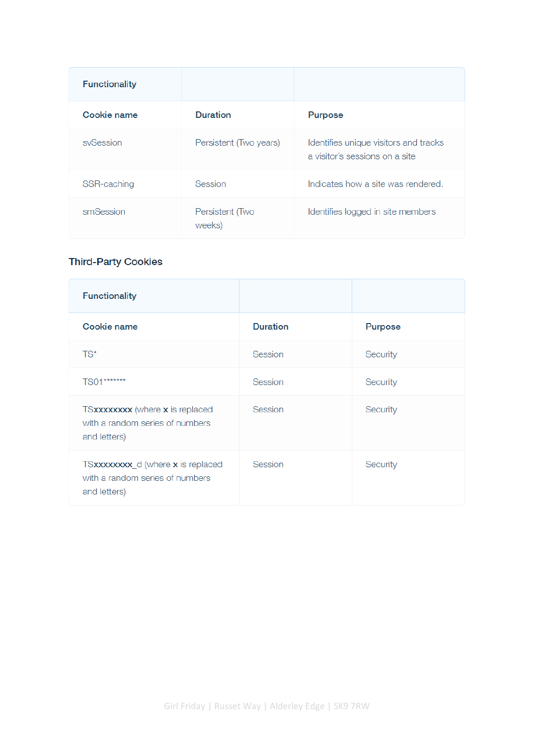| Functionality | | |
|---|---|---|
| **Cookie name** | **Duration** | **Purpose** |
| svSession | Persistent (Two years) | Identifies unique visitors and tracks a visitor's sessions on a site |
| SSR-caching | Session | Indicates how a site was rendered. |
| smSession | Persistent (Two weeks) | Identifies logged in site members |

## Third-Party Cookies

| Functionality | | |
|---|---|---|
| **Cookie name** | **Duration** | **Purpose** |
| TS* | Session | Security |
| TS01******* | Session | Security |
| TS**xxxxxxxx** (where **x** is replaced with a random series of numbers and letters) | Session | Security |
| TS**xxxxxxxx**_d (where **x** is replaced with a random series of numbers and letters) | Session | Security |